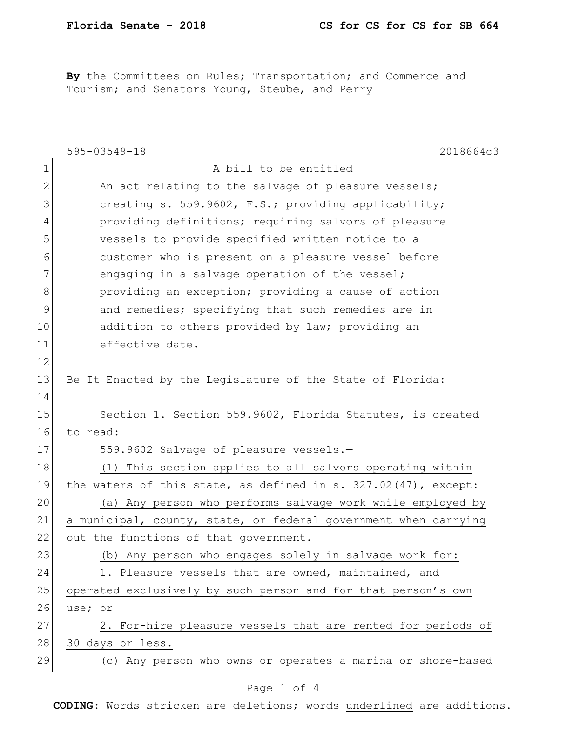**By** the Committees on Rules; Transportation; and Commerce and Tourism; and Senators Young, Steube, and Perry

595-03549-18 2018664c3

A bill to be entitled

An act relating to the salvage of pleasure vessels; creating s. 559.9602, F.S.; providing applicability; providing definitions; requiring salvors of pleasure vessels to provide specified written notice to a customer who is present on a pleasure vessel before engaging in a salvage operation of the vessel; providing an exception; providing a cause of action and remedies; specifying that such remedies are in addition to others provided by law; providing an effective date.

Be It Enacted by the Legislature of the State of Florida:

Section 1. Section 559.9602, Florida Statutes, is created to read:

559.9602 Salvage of pleasure vessels.—

(1) This section applies to all salvors operating within the waters of this state, as defined in s. 327.02(47), except:

(a) Any person who performs salvage work while employed by a municipal, county, state, or federal government when carrying out the functions of that government.

(b) Any person who engages solely in salvage work for:

1. Pleasure vessels that are owned, maintained, and operated exclusively by such person and for that person's own use; or

2. For-hire pleasure vessels that are rented for periods of 30 days or less.

(c) Any person who owns or operates a marina or shore-based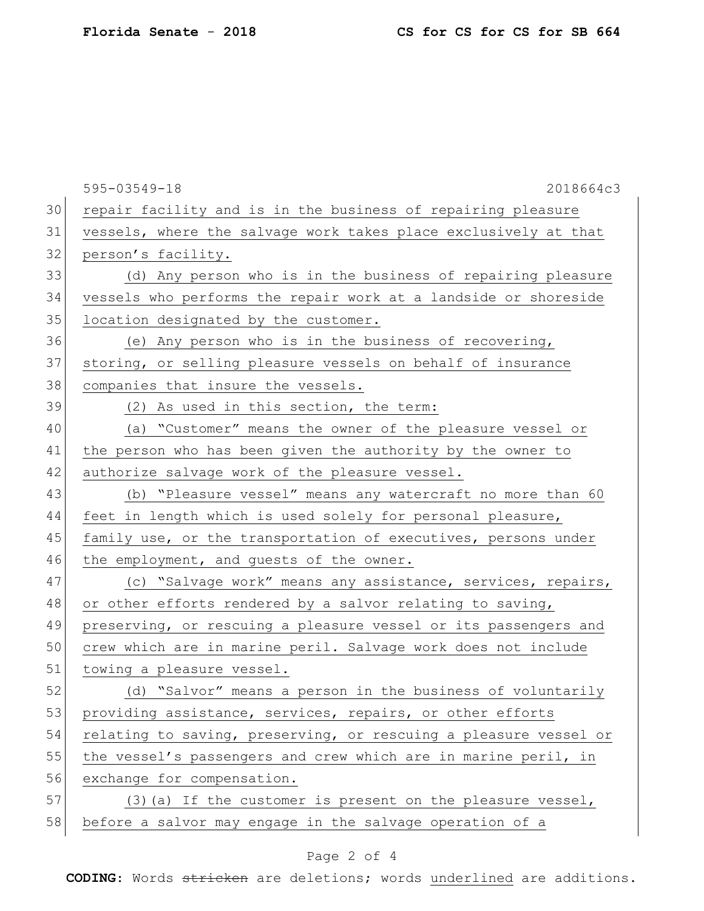repair facility and is in the business of repairing pleasure vessels, where the salvage work takes place exclusively at that person's facility.

(d) Any person who is in the business of repairing pleasure vessels who performs the repair work at a landside or shoreside location designated by the customer.

(e) Any person who is in the business of recovering, storing, or selling pleasure vessels on behalf of insurance companies that insure the vessels.

(2) As used in this section, the term:

(a) "Customer" means the owner of the pleasure vessel or the person who has been given the authority by the owner to authorize salvage work of the pleasure vessel.

(b) "Pleasure vessel" means any watercraft no more than 60 feet in length which is used solely for personal pleasure, family use, or the transportation of executives, persons under the employment, and guests of the owner.

(c) "Salvage work" means any assistance, services, repairs, or other efforts rendered by a salvor relating to saving, preserving, or rescuing a pleasure vessel or its passengers and crew which are in marine peril. Salvage work does not include towing a pleasure vessel.

(d) "Salvor" means a person in the business of voluntarily providing assistance, services, repairs, or other efforts relating to saving, preserving, or rescuing a pleasure vessel or the vessel's passengers and crew which are in marine peril, in exchange for compensation.

(3)(a) If the customer is present on the pleasure vessel, before a salvor may engage in the salvage operation of a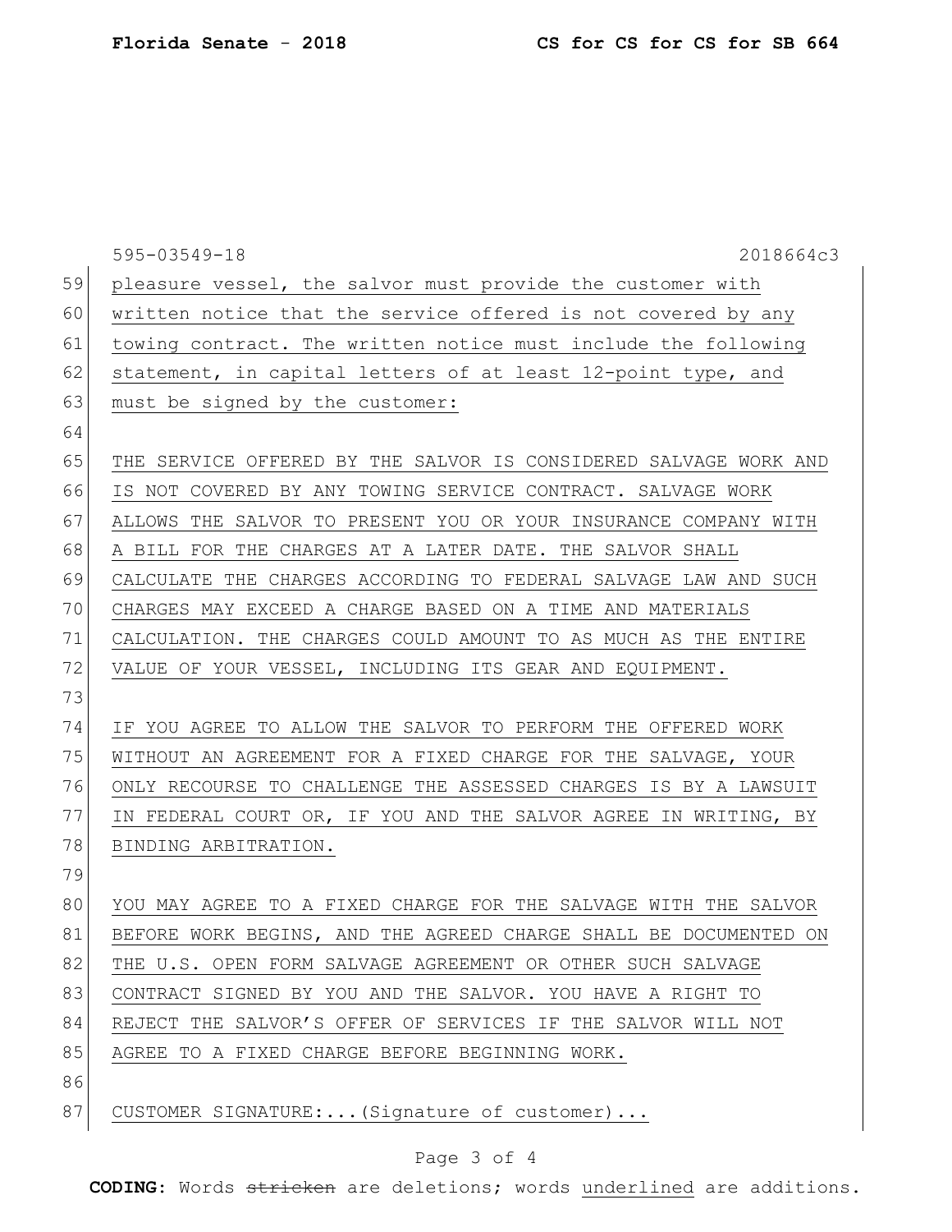pleasure vessel, the salvor must provide the customer with written notice that the service offered is not covered by any towing contract. The written notice must include the following statement, in capital letters of at least 12-point type, and must be signed by the customer:

THE SERVICE OFFERED BY THE SALVOR IS CONSIDERED SALVAGE WORK AND IS NOT COVERED BY ANY TOWING SERVICE CONTRACT. SALVAGE WORK ALLOWS THE SALVOR TO PRESENT YOU OR YOUR INSURANCE COMPANY WITH A BILL FOR THE CHARGES AT A LATER DATE. THE SALVOR SHALL CALCULATE THE CHARGES ACCORDING TO FEDERAL SALVAGE LAW AND SUCH CHARGES MAY EXCEED A CHARGE BASED ON A TIME AND MATERIALS CALCULATION. THE CHARGES COULD AMOUNT TO AS MUCH AS THE ENTIRE VALUE OF YOUR VESSEL, INCLUDING ITS GEAR AND EQUIPMENT.

IF YOU AGREE TO ALLOW THE SALVOR TO PERFORM THE OFFERED WORK WITHOUT AN AGREEMENT FOR A FIXED CHARGE FOR THE SALVAGE, YOUR ONLY RECOURSE TO CHALLENGE THE ASSESSED CHARGES IS BY A LAWSUIT IN FEDERAL COURT OR, IF YOU AND THE SALVOR AGREE IN WRITING, BY BINDING ARBITRATION.

YOU MAY AGREE TO A FIXED CHARGE FOR THE SALVAGE WITH THE SALVOR BEFORE WORK BEGINS, AND THE AGREED CHARGE SHALL BE DOCUMENTED ON THE U.S. OPEN FORM SALVAGE AGREEMENT OR OTHER SUCH SALVAGE CONTRACT SIGNED BY YOU AND THE SALVOR. YOU HAVE A RIGHT TO REJECT THE SALVOR'S OFFER OF SERVICES IF THE SALVOR WILL NOT AGREE TO A FIXED CHARGE BEFORE BEGINNING WORK.

CUSTOMER SIGNATURE:...(Signature of customer)...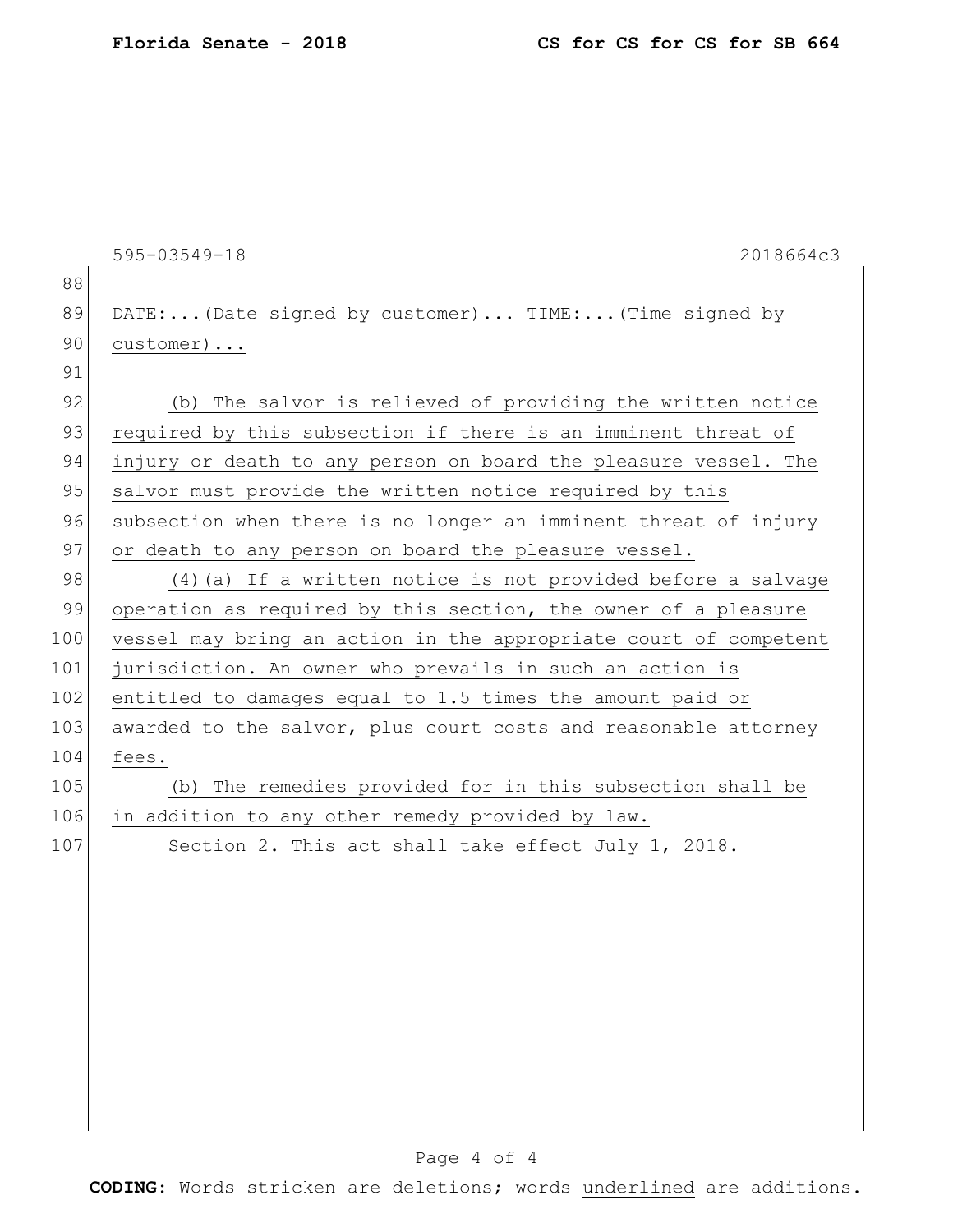DATE:...(Date signed by customer)... TIME:...(Time signed by customer)...

(b) The salvor is relieved of providing the written notice required by this subsection if there is an imminent threat of injury or death to any person on board the pleasure vessel. The salvor must provide the written notice required by this subsection when there is no longer an imminent threat of injury or death to any person on board the pleasure vessel.

(4)(a) If a written notice is not provided before a salvage operation as required by this section, the owner of a pleasure vessel may bring an action in the appropriate court of competent jurisdiction. An owner who prevails in such an action is entitled to damages equal to 1.5 times the amount paid or awarded to the salvor, plus court costs and reasonable attorney fees.

(b) The remedies provided for in this subsection shall be in addition to any other remedy provided by law.

Section 2. This act shall take effect July 1, 2018.